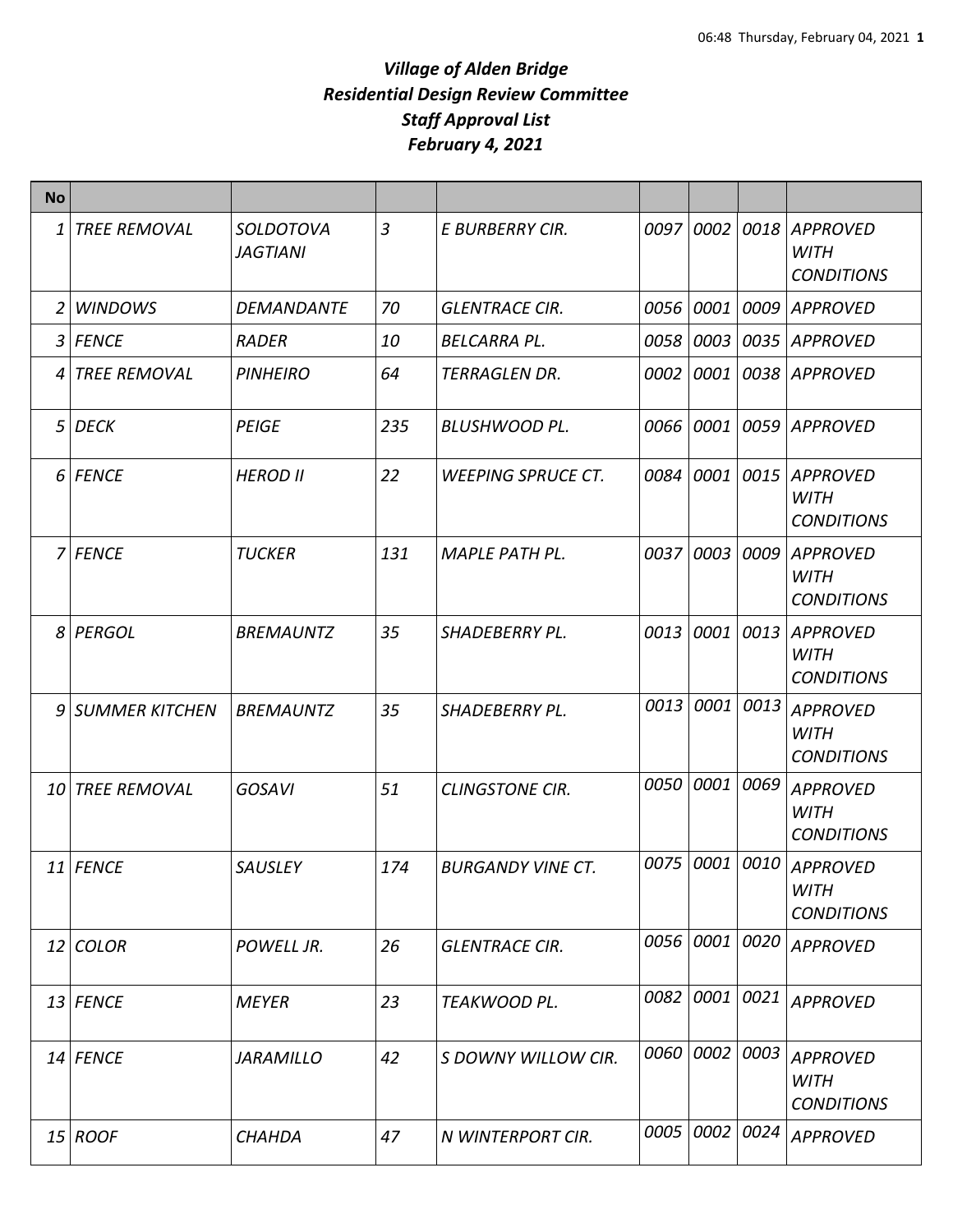# *Village of Alden Bridge*
# *Residential Design Review Committee*
# *Staff Approval List*
# *February 4, 2021*

| No | | | | | | | | |
|---|---|---|---|---|---|---|---|---|
| 1 | TREE REMOVAL | SOLDOTOVA JAGTIANI | 3 | E BURBERRY CIR. | 0097 | 0002 | 0018 | APPROVED WITH CONDITIONS |
| 2 | WINDOWS | DEMANDANTE | 70 | GLENTRACE CIR. | 0056 | 0001 | 0009 | APPROVED |
| 3 | FENCE | RADER | 10 | BELCARRA PL. | 0058 | 0003 | 0035 | APPROVED |
| 4 | TREE REMOVAL | PINHEIRO | 64 | TERRAGLEN DR. | 0002 | 0001 | 0038 | APPROVED |
| 5 | DECK | PEIGE | 235 | BLUSHWOOD PL. | 0066 | 0001 | 0059 | APPROVED |
| 6 | FENCE | HEROD II | 22 | WEEPING SPRUCE CT. | 0084 | 0001 | 0015 | APPROVED WITH CONDITIONS |
| 7 | FENCE | TUCKER | 131 | MAPLE PATH PL. | 0037 | 0003 | 0009 | APPROVED WITH CONDITIONS |
| 8 | PERGOL | BREMAUNTZ | 35 | SHADEBERRY PL. | 0013 | 0001 | 0013 | APPROVED WITH CONDITIONS |
| 9 | SUMMER KITCHEN | BREMAUNTZ | 35 | SHADEBERRY PL. | 0013 | 0001 | 0013 | APPROVED WITH CONDITIONS |
| 10 | TREE REMOVAL | GOSAVI | 51 | CLINGSTONE CIR. | 0050 | 0001 | 0069 | APPROVED WITH CONDITIONS |
| 11 | FENCE | SAUSLEY | 174 | BURGANDY VINE CT. | 0075 | 0001 | 0010 | APPROVED WITH CONDITIONS |
| 12 | COLOR | POWELL JR. | 26 | GLENTRACE CIR. | 0056 | 0001 | 0020 | APPROVED |
| 13 | FENCE | MEYER | 23 | TEAKWOOD PL. | 0082 | 0001 | 0021 | APPROVED |
| 14 | FENCE | JARAMILLO | 42 | S DOWNY WILLOW CIR. | 0060 | 0002 | 0003 | APPROVED WITH CONDITIONS |
| 15 | ROOF | CHAHDA | 47 | N WINTERPORT CIR. | 0005 | 0002 | 0024 | APPROVED |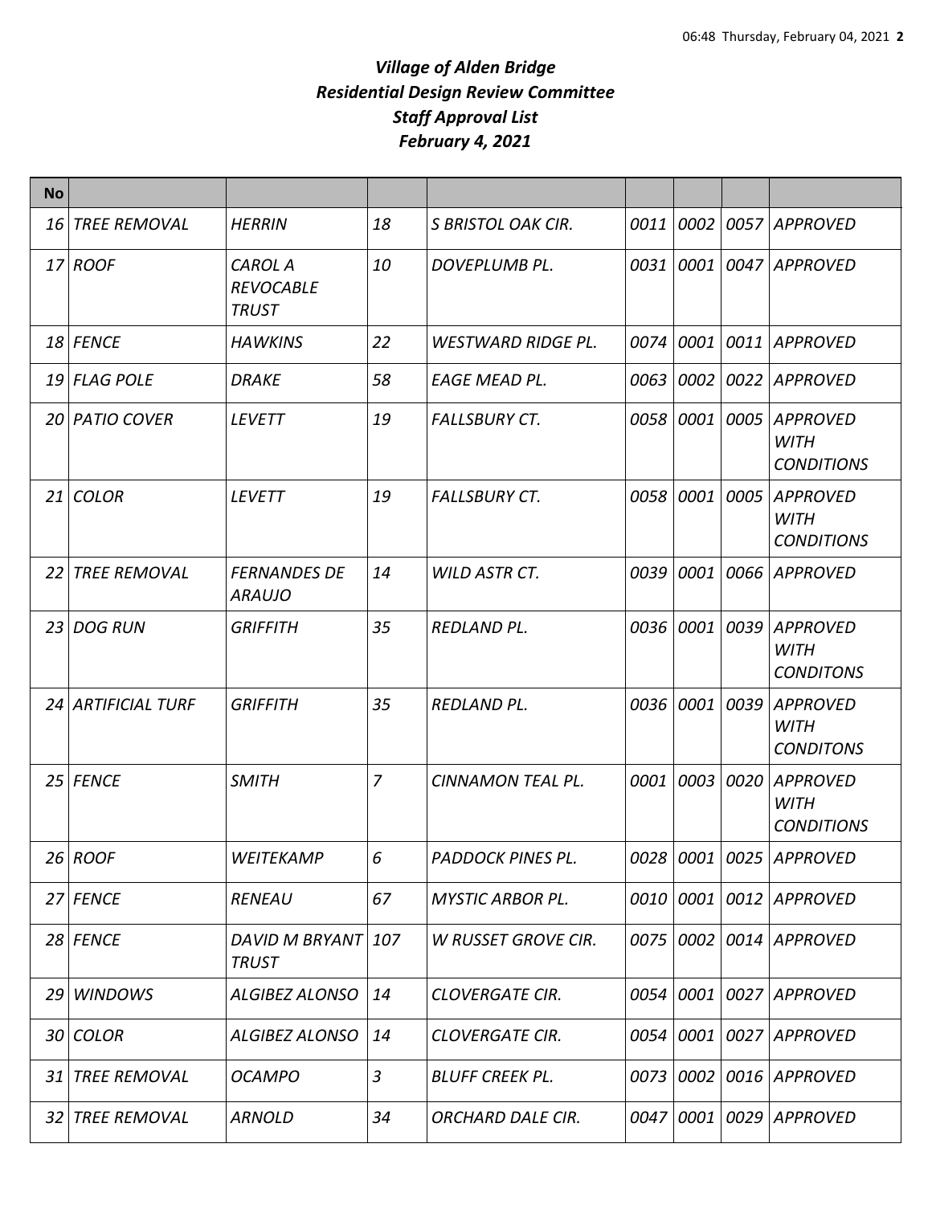# *Village of Alden Bridge*
# *Residential Design Review Committee*
# *Staff Approval List*
# *February 4, 2021*

| No | | | | | | | | |
|---|---|---|---|---|---|---|---|---|
| 16 | TREE REMOVAL | HERRIN | 18 | S BRISTOL OAK CIR. | 0011 | 0002 | 0057 | APPROVED |
| 17 | ROOF | CAROL A REVOCABLE TRUST | 10 | DOVEPLUMB PL. | 0031 | 0001 | 0047 | APPROVED |
| 18 | FENCE | HAWKINS | 22 | WESTWARD RIDGE PL. | 0074 | 0001 | 0011 | APPROVED |
| 19 | FLAG POLE | DRAKE | 58 | EAGE MEAD PL. | 0063 | 0002 | 0022 | APPROVED |
| 20 | PATIO COVER | LEVETT | 19 | FALLSBURY CT. | 0058 | 0001 | 0005 | APPROVED WITH CONDITIONS |
| 21 | COLOR | LEVETT | 19 | FALLSBURY CT. | 0058 | 0001 | 0005 | APPROVED WITH CONDITIONS |
| 22 | TREE REMOVAL | FERNANDES DE ARAUJO | 14 | WILD ASTR CT. | 0039 | 0001 | 0066 | APPROVED |
| 23 | DOG RUN | GRIFFITH | 35 | REDLAND PL. | 0036 | 0001 | 0039 | APPROVED WITH CONDITONS |
| 24 | ARTIFICIAL TURF | GRIFFITH | 35 | REDLAND PL. | 0036 | 0001 | 0039 | APPROVED WITH CONDITONS |
| 25 | FENCE | SMITH | 7 | CINNAMON TEAL PL. | 0001 | 0003 | 0020 | APPROVED WITH CONDITIONS |
| 26 | ROOF | WEITEKAMP | 6 | PADDOCK PINES PL. | 0028 | 0001 | 0025 | APPROVED |
| 27 | FENCE | RENEAU | 67 | MYSTIC ARBOR PL. | 0010 | 0001 | 0012 | APPROVED |
| 28 | FENCE | DAVID M BRYANT TRUST | 107 | W RUSSET GROVE CIR. | 0075 | 0002 | 0014 | APPROVED |
| 29 | WINDOWS | ALGIBEZ ALONSO | 14 | CLOVERGATE CIR. | 0054 | 0001 | 0027 | APPROVED |
| 30 | COLOR | ALGIBEZ ALONSO | 14 | CLOVERGATE CIR. | 0054 | 0001 | 0027 | APPROVED |
| 31 | TREE REMOVAL | OCAMPO | 3 | BLUFF CREEK PL. | 0073 | 0002 | 0016 | APPROVED |
| 32 | TREE REMOVAL | ARNOLD | 34 | ORCHARD DALE CIR. | 0047 | 0001 | 0029 | APPROVED |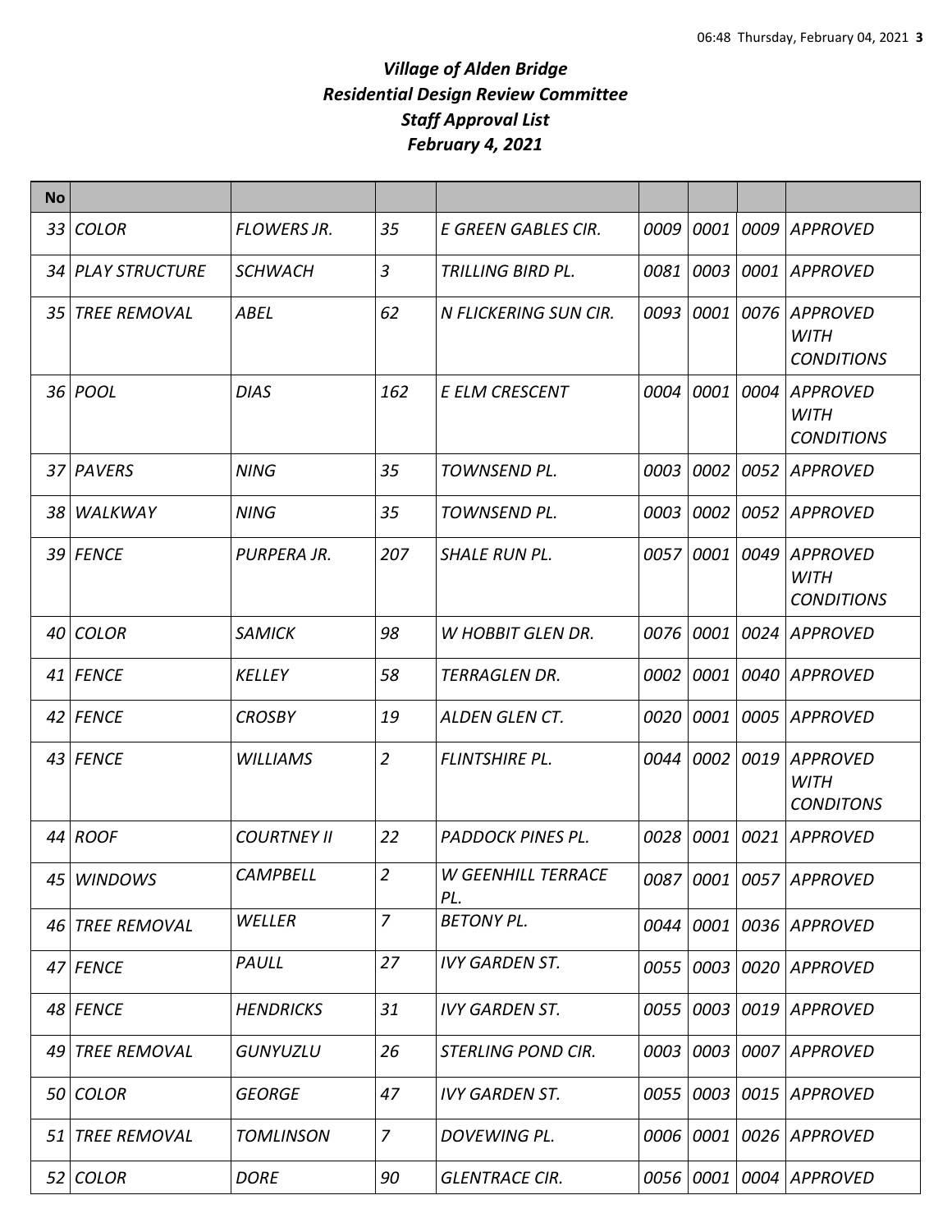# *Village of Alden Bridge*
# *Residential Design Review Committee*
# *Staff Approval List*
# *February 4, 2021*

| No | | | | | | | | |
|---|---|---|---|---|---|---|---|---|
| 33 | COLOR | FLOWERS JR. | 35 | E GREEN GABLES CIR. | 0009 | 0001 | 0009 | APPROVED |
| 34 | PLAY STRUCTURE | SCHWACH | 3 | TRILLING BIRD PL. | 0081 | 0003 | 0001 | APPROVED |
| 35 | TREE REMOVAL | ABEL | 62 | N FLICKERING SUN CIR. | 0093 | 0001 | 0076 | APPROVED WITH CONDITIONS |
| 36 | POOL | DIAS | 162 | E ELM CRESCENT | 0004 | 0001 | 0004 | APPROVED WITH CONDITIONS |
| 37 | PAVERS | NING | 35 | TOWNSEND PL. | 0003 | 0002 | 0052 | APPROVED |
| 38 | WALKWAY | NING | 35 | TOWNSEND PL. | 0003 | 0002 | 0052 | APPROVED |
| 39 | FENCE | PURPERA JR. | 207 | SHALE RUN PL. | 0057 | 0001 | 0049 | APPROVED WITH CONDITIONS |
| 40 | COLOR | SAMICK | 98 | W HOBBIT GLEN DR. | 0076 | 0001 | 0024 | APPROVED |
| 41 | FENCE | KELLEY | 58 | TERRAGLEN DR. | 0002 | 0001 | 0040 | APPROVED |
| 42 | FENCE | CROSBY | 19 | ALDEN GLEN CT. | 0020 | 0001 | 0005 | APPROVED |
| 43 | FENCE | WILLIAMS | 2 | FLINTSHIRE PL. | 0044 | 0002 | 0019 | APPROVED WITH CONDITONS |
| 44 | ROOF | COURTNEY II | 22 | PADDOCK PINES PL. | 0028 | 0001 | 0021 | APPROVED |
| 45 | WINDOWS | CAMPBELL | 2 | W GEENHILL TERRACE PL. | 0087 | 0001 | 0057 | APPROVED |
| 46 | TREE REMOVAL | WELLER | 7 | BETONY PL. | 0044 | 0001 | 0036 | APPROVED |
| 47 | FENCE | PAULL | 27 | IVY GARDEN ST. | 0055 | 0003 | 0020 | APPROVED |
| 48 | FENCE | HENDRICKS | 31 | IVY GARDEN ST. | 0055 | 0003 | 0019 | APPROVED |
| 49 | TREE REMOVAL | GUNYUZLU | 26 | STERLING POND CIR. | 0003 | 0003 | 0007 | APPROVED |
| 50 | COLOR | GEORGE | 47 | IVY GARDEN ST. | 0055 | 0003 | 0015 | APPROVED |
| 51 | TREE REMOVAL | TOMLINSON | 7 | DOVEWING PL. | 0006 | 0001 | 0026 | APPROVED |
| 52 | COLOR | DORE | 90 | GLENTRACE CIR. | 0056 | 0001 | 0004 | APPROVED |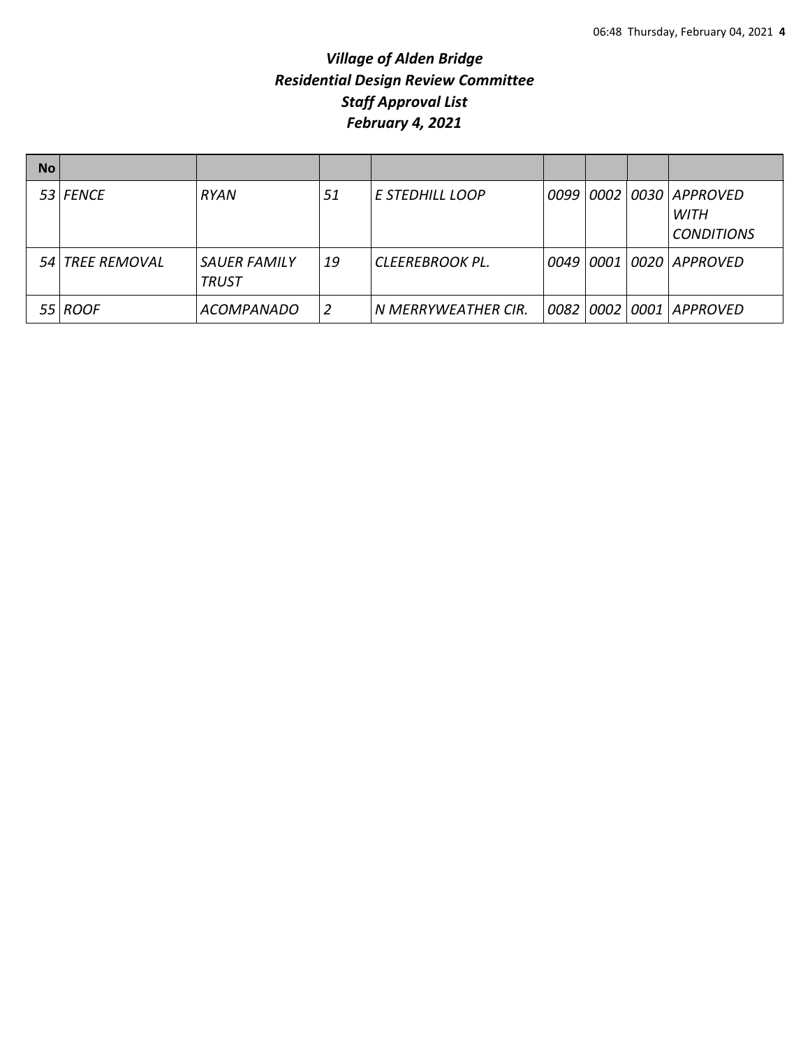# *Village of Alden Bridge*
# *Residential Design Review Committee*
# *Staff Approval List*
# *February 4, 2021*

| No | | | | | | | | |
|---|---|---|---|---|---|---|---|---|
| 53 | *FENCE* | *RYAN* | *51* | *E STEDHILL LOOP* | *0099* | *0002* | *0030* | *APPROVED WITH CONDITIONS* |
| 54 | *TREE REMOVAL* | *SAUER FAMILY TRUST* | *19* | *CLEEREBROOK PL.* | *0049* | *0001* | *0020* | *APPROVED* |
| 55 | *ROOF* | *ACOMPANADO* | *2* | *N MERRYWEATHER CIR.* | *0082* | *0002* | *0001* | *APPROVED* |